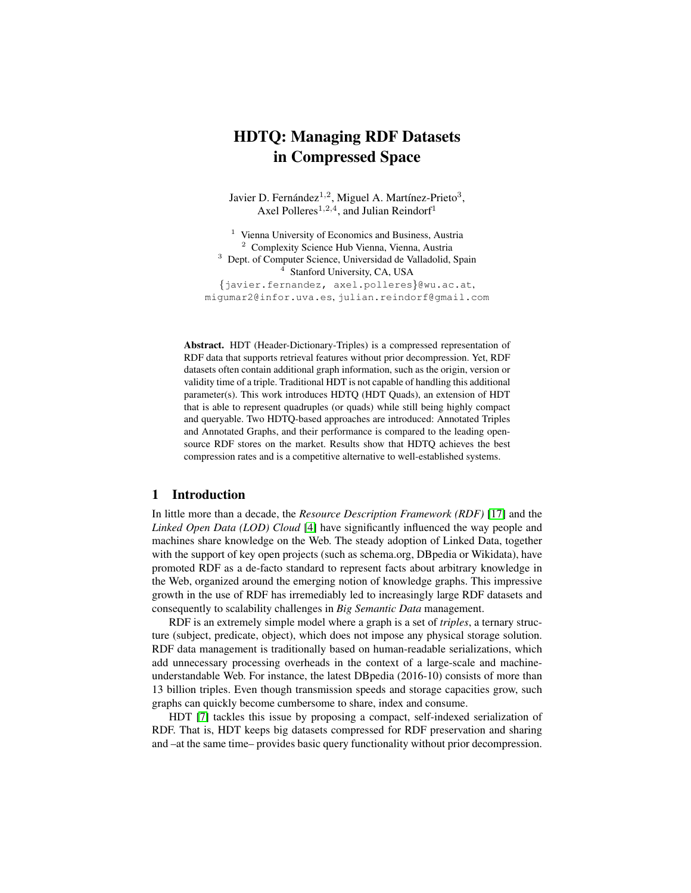# HDTQ: Managing RDF Datasets in Compressed Space

Javier D. Fernández[1,2], Miguel A. Martínez-Prieto[3], Axel Polleres[1,2,4], and Julian Reindorf[1]

[1] Vienna University of Economics and Business, Austria
[2] Complexity Science Hub Vienna, Vienna, Austria
[3] Dept. of Computer Science, Universidad de Valladolid, Spain
[4] Stanford University, CA, USA

{javier.fernandez, axel.polleres}@wu.ac.at, migumar2@infor.uva.es, julian.reindorf@gmail.com

**Abstract.** HDT (Header-Dictionary-Triples) is a compressed representation of RDF data that supports retrieval features without prior decompression. Yet, RDF datasets often contain additional graph information, such as the origin, version or validity time of a triple. Traditional HDT is not capable of handling this additional parameter(s). This work introduces HDTQ (HDT Quads), an extension of HDT that is able to represent quadruples (or quads) while still being highly compact and queryable. Two HDTQ-based approaches are introduced: Annotated Triples and Annotated Graphs, and their performance is compared to the leading open-source RDF stores on the market. Results show that HDTQ achieves the best compression rates and is a competitive alternative to well-established systems.

## 1 Introduction

In little more than a decade, the *Resource Description Framework (RDF)* [17] and the *Linked Open Data (LOD) Cloud* [4] have significantly influenced the way people and machines share knowledge on the Web. The steady adoption of Linked Data, together with the support of key open projects (such as schema.org, DBpedia or Wikidata), have promoted RDF as a de-facto standard to represent facts about arbitrary knowledge in the Web, organized around the emerging notion of knowledge graphs. This impressive growth in the use of RDF has irremediably led to increasingly large RDF datasets and consequently to scalability challenges in *Big Semantic Data* management.

RDF is an extremely simple model where a graph is a set of *triples*, a ternary structure (subject, predicate, object), which does not impose any physical storage solution. RDF data management is traditionally based on human-readable serializations, which add unnecessary processing overheads in the context of a large-scale and machine-understandable Web. For instance, the latest DBpedia (2016-10) consists of more than 13 billion triples. Even though transmission speeds and storage capacities grow, such graphs can quickly become cumbersome to share, index and consume.

HDT [7] tackles this issue by proposing a compact, self-indexed serialization of RDF. That is, HDT keeps big datasets compressed for RDF preservation and sharing and –at the same time– provides basic query functionality without prior decompression.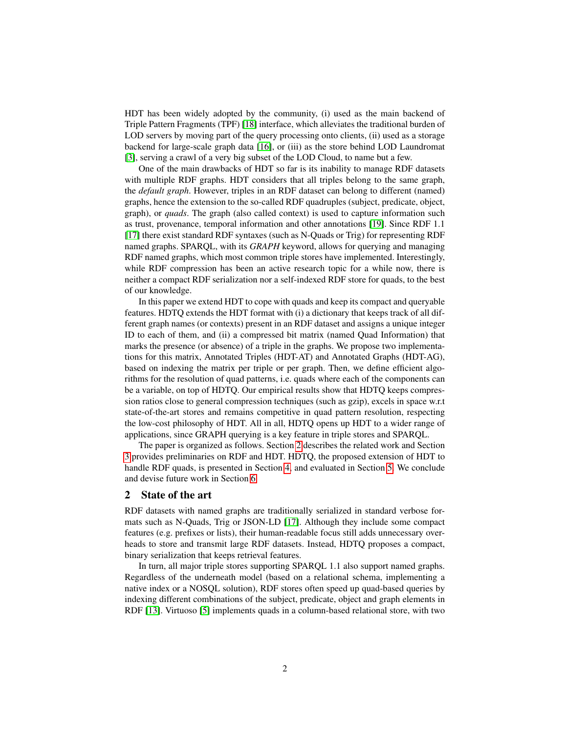HDT has been widely adopted by the community, (i) used as the main backend of Triple Pattern Fragments (TPF) [18] interface, which alleviates the traditional burden of LOD servers by moving part of the query processing onto clients, (ii) used as a storage backend for large-scale graph data [16], or (iii) as the store behind LOD Laundromat [3], serving a crawl of a very big subset of the LOD Cloud, to name but a few.

One of the main drawbacks of HDT so far is its inability to manage RDF datasets with multiple RDF graphs. HDT considers that all triples belong to the same graph, the *default graph*. However, triples in an RDF dataset can belong to different (named) graphs, hence the extension to the so-called RDF quadruples (subject, predicate, object, graph), or *quads*. The graph (also called context) is used to capture information such as trust, provenance, temporal information and other annotations [19]. Since RDF 1.1 [17] there exist standard RDF syntaxes (such as N-Quads or Trig) for representing RDF named graphs. SPARQL, with its *GRAPH* keyword, allows for querying and managing RDF named graphs, which most common triple stores have implemented. Interestingly, while RDF compression has been an active research topic for a while now, there is neither a compact RDF serialization nor a self-indexed RDF store for quads, to the best of our knowledge.

In this paper we extend HDT to cope with quads and keep its compact and queryable features. HDTQ extends the HDT format with (i) a dictionary that keeps track of all different graph names (or contexts) present in an RDF dataset and assigns a unique integer ID to each of them, and (ii) a compressed bit matrix (named Quad Information) that marks the presence (or absence) of a triple in the graphs. We propose two implementations for this matrix, Annotated Triples (HDT-AT) and Annotated Graphs (HDT-AG), based on indexing the matrix per triple or per graph. Then, we define efficient algorithms for the resolution of quad patterns, i.e. quads where each of the components can be a variable, on top of HDTQ. Our empirical results show that HDTQ keeps compression ratios close to general compression techniques (such as gzip), excels in space w.r.t state-of-the-art stores and remains competitive in quad pattern resolution, respecting the low-cost philosophy of HDT. All in all, HDTQ opens up HDT to a wider range of applications, since GRAPH querying is a key feature in triple stores and SPARQL.

The paper is organized as follows. Section 2 describes the related work and Section 3 provides preliminaries on RDF and HDT. HDTQ, the proposed extension of HDT to handle RDF quads, is presented in Section 4, and evaluated in Section 5. We conclude and devise future work in Section 6.

## 2 State of the art

RDF datasets with named graphs are traditionally serialized in standard verbose formats such as N-Quads, Trig or JSON-LD [17]. Although they include some compact features (e.g. prefixes or lists), their human-readable focus still adds unnecessary overheads to store and transmit large RDF datasets. Instead, HDTQ proposes a compact, binary serialization that keeps retrieval features.

In turn, all major triple stores supporting SPARQL 1.1 also support named graphs. Regardless of the underneath model (based on a relational schema, implementing a native index or a NOSQL solution), RDF stores often speed up quad-based queries by indexing different combinations of the subject, predicate, object and graph elements in RDF [13]. Virtuoso [5] implements quads in a column-based relational store, with two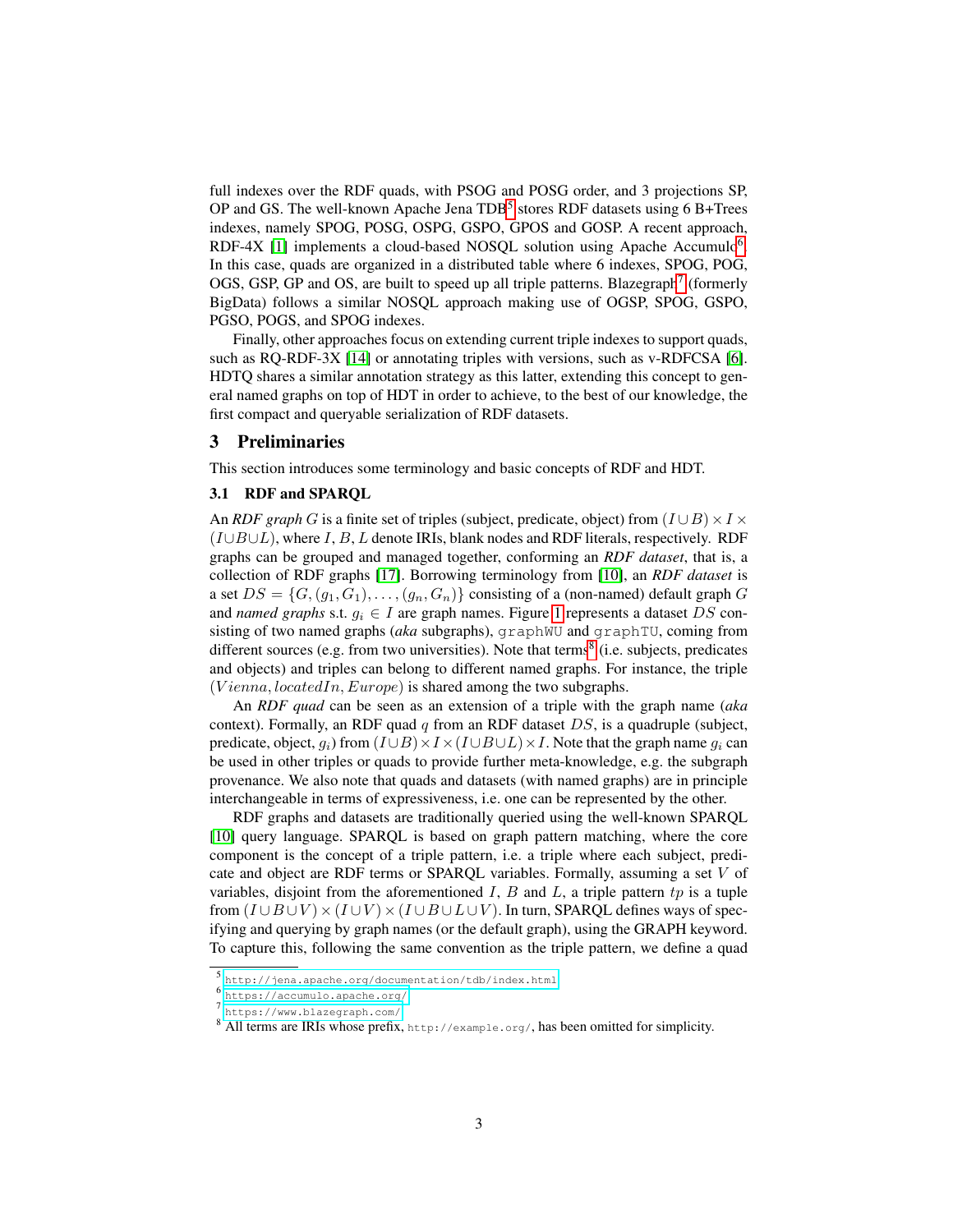full indexes over the RDF quads, with PSOG and POSG order, and 3 projections SP, OP and GS. The well-known Apache Jena TDB[5] stores RDF datasets using 6 B+Trees indexes, namely SPOG, POSG, OSPG, GSPO, GPOS and GOSP. A recent approach, RDF-4X [1] implements a cloud-based NOSQL solution using Apache Accumulo[6]. In this case, quads are organized in a distributed table where 6 indexes, SPOG, POG, OGS, GSP, GP and OS, are built to speed up all triple patterns. Blazegraph[7] (formerly BigData) follows a similar NOSQL approach making use of OGSP, SPOG, GSPO, PGSO, POGS, and SPOG indexes.

Finally, other approaches focus on extending current triple indexes to support quads, such as RQ-RDF-3X [14] or annotating triples with versions, such as v-RDFCSA [6]. HDTQ shares a similar annotation strategy as this latter, extending this concept to general named graphs on top of HDT in order to achieve, to the best of our knowledge, the first compact and queryable serialization of RDF datasets.

## 3 Preliminaries

This section introduces some terminology and basic concepts of RDF and HDT.

### 3.1 RDF and SPARQL

An ***RDF graph*** $G$ is a finite set of triples (subject, predicate, object) from $(I \cup B) \times I \times (I \cup B \cup L)$, where $I$, $B$, $L$ denote IRIs, blank nodes and RDF literals, respectively. RDF graphs can be grouped and managed together, conforming an ***RDF dataset***, that is, a collection of RDF graphs [17]. Borrowing terminology from [10], an ***RDF dataset*** is a set $DS = \{G, (g_1, G_1), \ldots, (g_n, G_n)\}$ consisting of a (non-named) default graph $G$ and *named graphs* s.t. $g_i \in I$ are graph names. Figure 1 represents a dataset $DS$ consisting of two named graphs (*aka* subgraphs), `graphWU` and `graphTU`, coming from different sources (e.g. from two universities). Note that terms[8] (i.e. subjects, predicates and objects) and triples can belong to different named graphs. For instance, the triple $(Vienna, locatedIn, Europe)$ is shared among the two subgraphs.

An ***RDF quad*** can be seen as an extension of a triple with the graph name (*aka* context). Formally, an RDF quad $q$ from an RDF dataset $DS$, is a quadruple (subject, predicate, object, $g_i$) from $(I \cup B) \times I \times (I \cup B \cup L) \times I$. Note that the graph name $g_i$ can be used in other triples or quads to provide further meta-knowledge, e.g. the subgraph provenance. We also note that quads and datasets (with named graphs) are in principle interchangeable in terms of expressiveness, i.e. one can be represented by the other.

RDF graphs and datasets are traditionally queried using the well-known SPARQL [10] query language. SPARQL is based on graph pattern matching, where the core component is the concept of a triple pattern, i.e. a triple where each subject, predicate and object are RDF terms or SPARQL variables. Formally, assuming a set $V$ of variables, disjoint from the aforementioned $I$, $B$ and $L$, a triple pattern $tp$ is a tuple from $(I \cup B \cup V) \times (I \cup V) \times (I \cup B \cup L \cup V)$. In turn, SPARQL defines ways of specifying and querying by graph names (or the default graph), using the GRAPH keyword. To capture this, following the same convention as the triple pattern, we define a quad

[5] http://jena.apache.org/documentation/tdb/index.html
[6] https://accumulo.apache.org/
[7] https://www.blazegraph.com/
[8] All terms are IRIs whose prefix, `http://example.org/`, has been omitted for simplicity.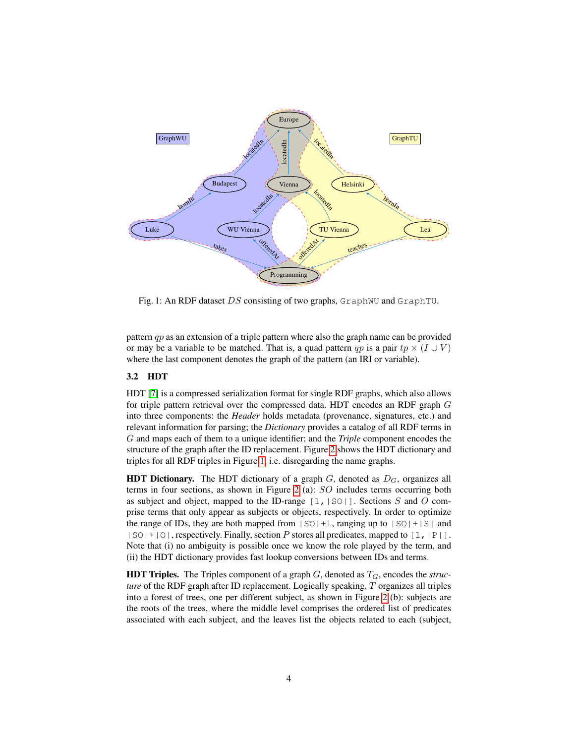Fig. 1: An RDF dataset $DS$ consisting of two graphs, `GraphWU` and `GraphTU`.

pattern $qp$ as an extension of a triple pattern where also the graph name can be provided or may be a variable to be matched. That is, a quad pattern $qp$ is a pair $tp \times (I \cup V)$ where the last component denotes the graph of the pattern (an IRI or variable).

### 3.2 HDT

HDT [7] is a compressed serialization format for single RDF graphs, which also allows for triple pattern retrieval over the compressed data. HDT encodes an RDF graph $G$ into three components: the *Header* holds metadata (provenance, signatures, etc.) and relevant information for parsing; the *Dictionary* provides a catalog of all RDF terms in $G$ and maps each of them to a unique identifier; and the *Triple* component encodes the structure of the graph after the ID replacement. Figure 2 shows the HDT dictionary and triples for all RDF triples in Figure 1, i.e. disregarding the name graphs.

**HDT Dictionary.** The HDT dictionary of a graph $G$, denoted as $D_G$, organizes all terms in four sections, as shown in Figure 2 (a): $SO$ includes terms occurring both as subject and object, mapped to the ID-range `[1,|SO|]`. Sections $S$ and $O$ comprise terms that only appear as subjects or objects, respectively. In order to optimize the range of IDs, they are both mapped from `|SO|+1`, ranging up to `|SO|+|S|` and `|SO|+|O|`, respectively. Finally, section $P$ stores all predicates, mapped to `[1,|P|]`. Note that (i) no ambiguity is possible once we know the role played by the term, and (ii) the HDT dictionary provides fast lookup conversions between IDs and terms.

**HDT Triples.** The Triples component of a graph $G$, denoted as $T_G$, encodes the *structure* of the RDF graph after ID replacement. Logically speaking, $T$ organizes all triples into a forest of trees, one per different subject, as shown in Figure 2 (b): subjects are the roots of the trees, where the middle level comprises the ordered list of predicates associated with each subject, and the leaves list the objects related to each (subject,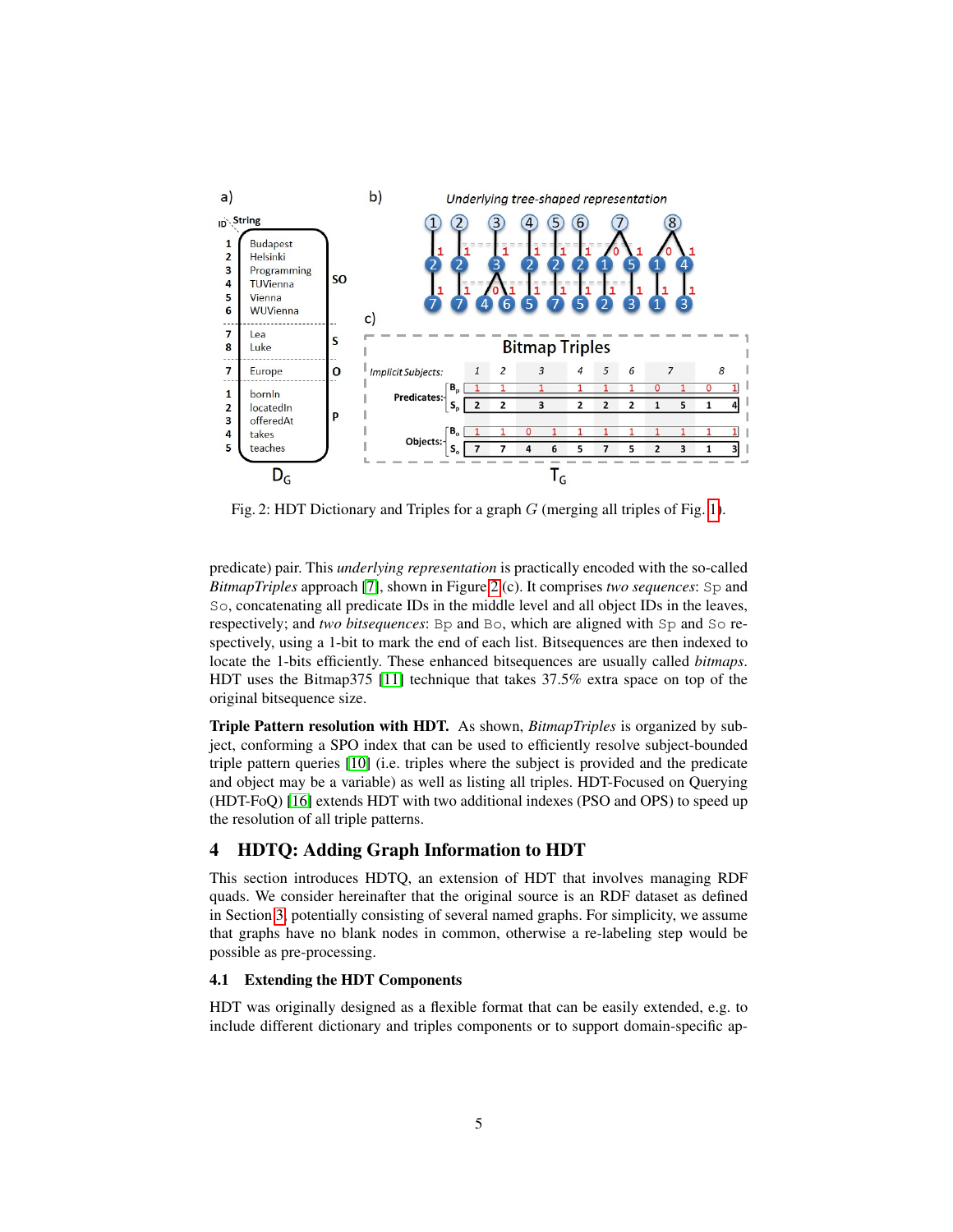Fig. 2: HDT Dictionary and Triples for a graph $G$ (merging all triples of Fig. 1).

predicate) pair. This *underlying representation* is practically encoded with the so-called *BitmapTriples* approach [7], shown in Figure 2 (c). It comprises *two sequences*: `Sp` and `So`, concatenating all predicate IDs in the middle level and all object IDs in the leaves, respectively; and *two bitsequences*: `Bp` and `Bo`, which are aligned with `Sp` and `So` respectively, using a 1-bit to mark the end of each list. Bitsequences are then indexed to locate the 1-bits efficiently. These enhanced bitsequences are usually called *bitmaps*. HDT uses the Bitmap375 [11] technique that takes 37.5% extra space on top of the original bitsequence size.

**Triple Pattern resolution with HDT.** As shown, *BitmapTriples* is organized by subject, conforming a SPO index that can be used to efficiently resolve subject-bounded triple pattern queries [10] (i.e. triples where the subject is provided and the predicate and object may be a variable) as well as listing all triples. HDT-Focused on Querying (HDT-FoQ) [16] extends HDT with two additional indexes (PSO and OPS) to speed up the resolution of all triple patterns.

## 4 HDTQ: Adding Graph Information to HDT

This section introduces HDTQ, an extension of HDT that involves managing RDF quads. We consider hereinafter that the original source is an RDF dataset as defined in Section 3, potentially consisting of several named graphs. For simplicity, we assume that graphs have no blank nodes in common, otherwise a re-labeling step would be possible as pre-processing.

### 4.1 Extending the HDT Components

HDT was originally designed as a flexible format that can be easily extended, e.g. to include different dictionary and triples components or to support domain-specific ap-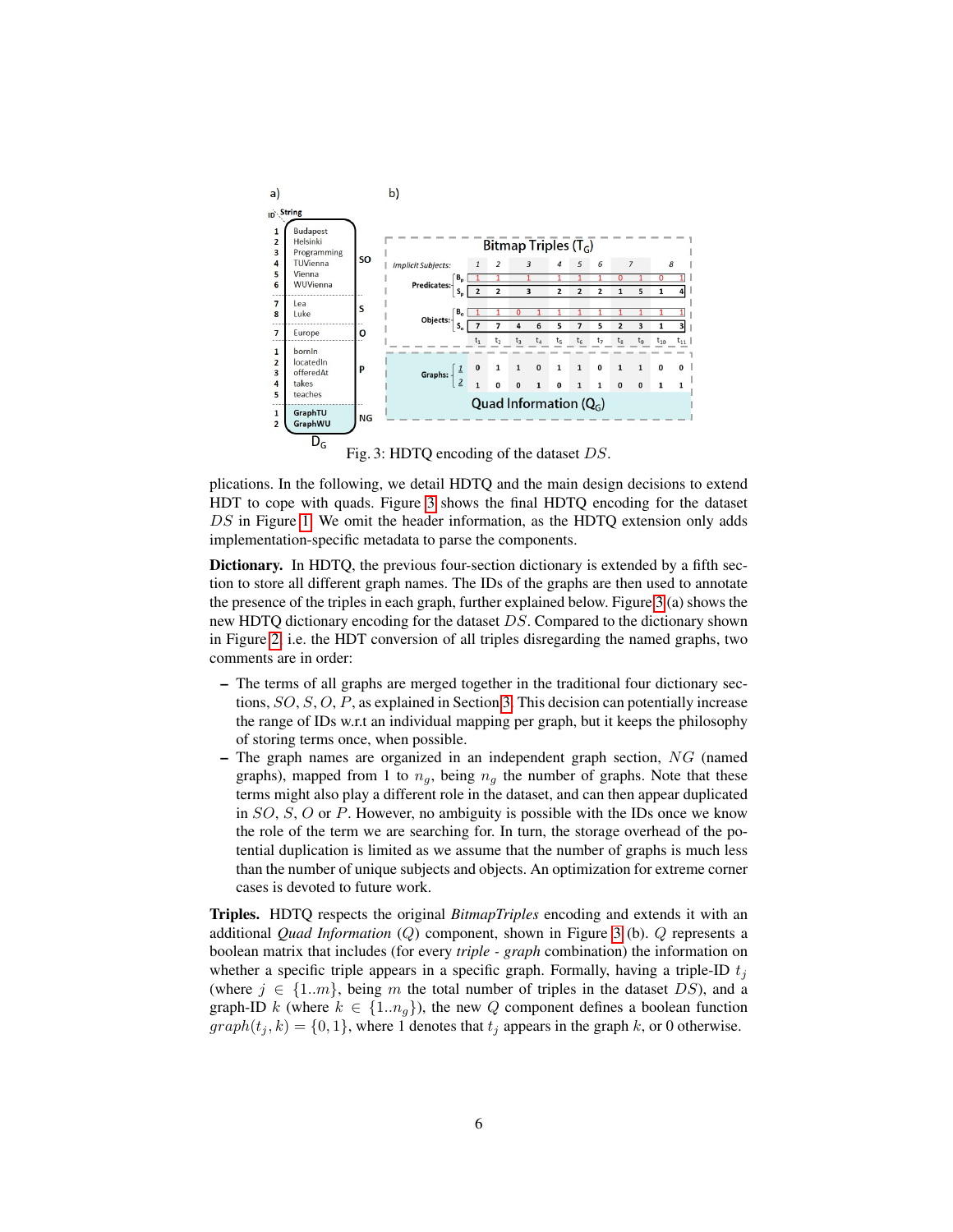Fig. 3: HDTQ encoding of the dataset $DS$.

plications. In the following, we detail HDTQ and the main design decisions to extend HDT to cope with quads. Figure 3 shows the final HDTQ encoding for the dataset $DS$ in Figure 1. We omit the header information, as the HDTQ extension only adds implementation-specific metadata to parse the components.

**Dictionary.** In HDTQ, the previous four-section dictionary is extended by a fifth section to store all different graph names. The IDs of the graphs are then used to annotate the presence of the triples in each graph, further explained below. Figure 3 (a) shows the new HDTQ dictionary encoding for the dataset $DS$. Compared to the dictionary shown in Figure 2, i.e. the HDT conversion of all triples disregarding the named graphs, two comments are in order:

– The terms of all graphs are merged together in the traditional four dictionary sections, $SO$, $S$, $O$, $P$, as explained in Section 3. This decision can potentially increase the range of IDs w.r.t an individual mapping per graph, but it keeps the philosophy of storing terms once, when possible.

– The graph names are organized in an independent graph section, $NG$ (named graphs), mapped from 1 to $n_g$, being $n_g$ the number of graphs. Note that these terms might also play a different role in the dataset, and can then appear duplicated in $SO$, $S$, $O$ or $P$. However, no ambiguity is possible with the IDs once we know the role of the term we are searching for. In turn, the storage overhead of the potential duplication is limited as we assume that the number of graphs is much less than the number of unique subjects and objects. An optimization for extreme corner cases is devoted to future work.

**Triples.** HDTQ respects the original *BitmapTriples* encoding and extends it with an additional *Quad Information* ($Q$) component, shown in Figure 3 (b). $Q$ represents a boolean matrix that includes (for every *triple - graph* combination) the information on whether a specific triple appears in a specific graph. Formally, having a triple-ID $t_j$ (where $j \in \{1..m\}$, being $m$ the total number of triples in the dataset $DS$), and a graph-ID $k$ (where $k \in \{1..n_g\}$), the new $Q$ component defines a boolean function $graph(t_j, k) = \{0, 1\}$, where 1 denotes that $t_j$ appears in the graph $k$, or 0 otherwise.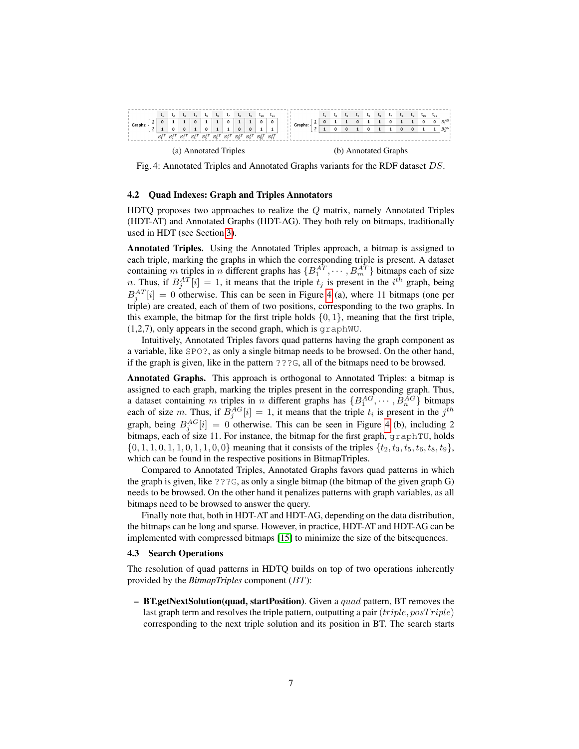(a) Annotated Triples

| Graphs: | $t_1$ | $t_2$ | $t_3$ | $t_4$ | $t_5$ | $t_6$ | $t_7$ | $t_8$ | $t_9$ | $t_{10}$ | $t_{11}$ |
|---|---|---|---|---|---|---|---|---|---|---|---|
| 1 | 0 | 1 | 1 | 0 | 1 | 1 | 0 | 1 | 1 | 0 | 0 |
| 2 | 1 | 0 | 0 | 1 | 0 | 1 | 1 | 0 | 0 | 1 | 1 |
| | $B_1^{AT}$ | $B_2^{AT}$ | $B_3^{AT}$ | $B_4^{AT}$ | $B_5^{AT}$ | $B_6^{AT}$ | $B_7^{AT}$ | $B_8^{AT}$ | $B_9^{AT}$ | $B_{10}^{AT}$ | $B_{11}^{AT}$ |

(b) Annotated Graphs

| Graphs: | $t_1$ | $t_2$ | $t_3$ | $t_4$ | $t_5$ | $t_6$ | $t_7$ | $t_8$ | $t_9$ | $t_{10}$ | $t_{11}$ | |
|---|---|---|---|---|---|---|---|---|---|---|---|---|
| 1 | 0 | 1 | 1 | 0 | 1 | 1 | 0 | 1 | 1 | 0 | 0 | $B_1^{AG}$ |
| 2 | 1 | 0 | 0 | 1 | 0 | 1 | 1 | 0 | 0 | 1 | 1 | $B_2^{AG}$ |

Fig. 4: Annotated Triples and Annotated Graphs variants for the RDF dataset $DS$.

### 4.2 Quad Indexes: Graph and Triples Annotators

HDTQ proposes two approaches to realize the $Q$ matrix, namely Annotated Triples (HDT-AT) and Annotated Graphs (HDT-AG). They both rely on bitmaps, traditionally used in HDT (see Section 3).

**Annotated Triples.** Using the Annotated Triples approach, a bitmap is assigned to each triple, marking the graphs in which the corresponding triple is present. A dataset containing $m$ triples in $n$ different graphs has $\{B_1^{AT}, \cdots, B_m^{AT}\}$ bitmaps each of size $n$. Thus, if $B_j^{AT}[i] = 1$, it means that the triple $t_j$ is present in the $i^{th}$ graph, being $B_j^{AT}[i] = 0$ otherwise. This can be seen in Figure 4 (a), where 11 bitmaps (one per triple) are created, each of them of two positions, corresponding to the two graphs. In this example, the bitmap for the first triple holds $\{0, 1\}$, meaning that the first triple, (1,2,7), only appears in the second graph, which is `graphWU`.

Intuitively, Annotated Triples favors quad patterns having the graph component as a variable, like `SPO?`, as only a single bitmap needs to be browsed. On the other hand, if the graph is given, like in the pattern `???G`, all of the bitmaps need to be browsed.

**Annotated Graphs.** This approach is orthogonal to Annotated Triples: a bitmap is assigned to each graph, marking the triples present in the corresponding graph. Thus, a dataset containing $m$ triples in $n$ different graphs has $\{B_1^{AG}, \cdots, B_n^{AG}\}$ bitmaps each of size $m$. Thus, if $B_j^{AG}[i] = 1$, it means that the triple $t_i$ is present in the $j^{th}$ graph, being $B_j^{AG}[i] = 0$ otherwise. This can be seen in Figure 4 (b), including 2 bitmaps, each of size 11. For instance, the bitmap for the first graph, `graphTU`, holds $\{0, 1, 1, 0, 1, 1, 0, 1, 1, 0, 0\}$ meaning that it consists of the triples $\{t_2, t_3, t_5, t_6, t_8, t_9\}$, which can be found in the respective positions in BitmapTriples.

Compared to Annotated Triples, Annotated Graphs favors quad patterns in which the graph is given, like `???G`, as only a single bitmap (the bitmap of the given graph G) needs to be browsed. On the other hand it penalizes patterns with graph variables, as all bitmaps need to be browsed to answer the query.

Finally note that, both in HDT-AT and HDT-AG, depending on the data distribution, the bitmaps can be long and sparse. However, in practice, HDT-AT and HDT-AG can be implemented with compressed bitmaps [15] to minimize the size of the bitsequences.

### 4.3 Search Operations

The resolution of quad patterns in HDTQ builds on top of two operations inherently provided by the *BitmapTriples* component ($BT$):

– **BT.getNextSolution(quad, startPosition)**. Given a $quad$ pattern, BT removes the last graph term and resolves the triple pattern, outputting a pair $(triple, posTriple)$ corresponding to the next triple solution and its position in BT. The search starts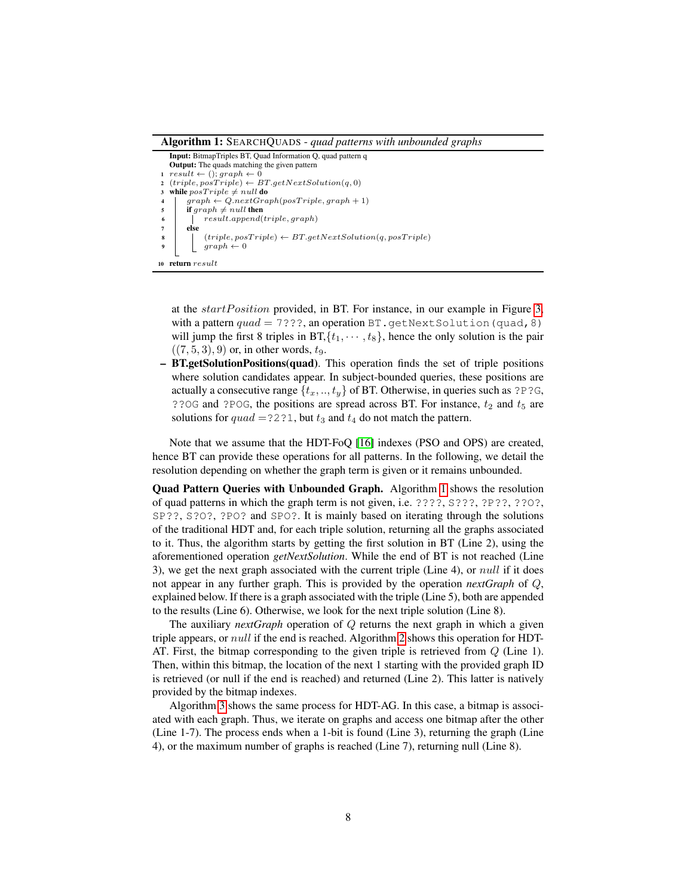**Algorithm 1:** SEARCHQUADS - *quad patterns with unbounded graphs*

```
Input: BitmapTriples BT, Quad Information Q, quad pattern q
Output: The quads matching the given pattern
1  result ← (); graph ← 0
2  (triple, posTriple) ← BT.getNextSolution(q, 0)
3  while posTriple ≠ null do
4      graph ← Q.nextGraph(posTriple, graph + 1)
5      if graph ≠ null then
6          result.append(triple, graph)
7      else
8          (triple, posTriple) ← BT.getNextSolution(q, posTriple)
9          graph ← 0
10 return result
```

at the $startPosition$ provided, in BT. For instance, in our example in Figure 3, with a pattern $quad =$ `7???`, an operation `BT.getNextSolution(quad, 8)` will jump the first 8 triples in BT,$\{t_1, \cdots, t_8\}$, hence the only solution is the pair $((7, 5, 3), 9)$ or, in other words, $t_9$.

– **BT.getSolutionPositions(quad)**. This operation finds the set of triple positions where solution candidates appear. In subject-bounded queries, these positions are actually a consecutive range $\{t_x, .., t_y\}$ of BT. Otherwise, in queries such as `?P?G`, `??OG` and `?POG`, the positions are spread across BT. For instance, $t_2$ and $t_5$ are solutions for $quad =$`?2?1`, but $t_3$ and $t_4$ do not match the pattern.

Note that we assume that the HDT-FoQ [16] indexes (PSO and OPS) are created, hence BT can provide these operations for all patterns. In the following, we detail the resolution depending on whether the graph term is given or it remains unbounded.

**Quad Pattern Queries with Unbounded Graph.** Algorithm 1 shows the resolution of quad patterns in which the graph term is not given, i.e. `????`, `S???`, `?P??`, `??O?`, `SP??`, `S?O?`, `?PO?` and `SPO?`. It is mainly based on iterating through the solutions of the traditional HDT and, for each triple solution, returning all the graphs associated to it. Thus, the algorithm starts by getting the first solution in BT (Line 2), using the aforementioned operation *getNextSolution*. While the end of BT is not reached (Line 3), we get the next graph associated with the current triple (Line 4), or $null$ if it does not appear in any further graph. This is provided by the operation *nextGraph* of $Q$, explained below. If there is a graph associated with the triple (Line 5), both are appended to the results (Line 6). Otherwise, we look for the next triple solution (Line 8).

The auxiliary *nextGraph* operation of $Q$ returns the next graph in which a given triple appears, or $null$ if the end is reached. Algorithm 2 shows this operation for HDT-AT. First, the bitmap corresponding to the given triple is retrieved from $Q$ (Line 1). Then, within this bitmap, the location of the next 1 starting with the provided graph ID is retrieved (or null if the end is reached) and returned (Line 2). This latter is natively provided by the bitmap indexes.

Algorithm 3 shows the same process for HDT-AG. In this case, a bitmap is associated with each graph. Thus, we iterate on graphs and access one bitmap after the other (Line 1-7). The process ends when a 1-bit is found (Line 3), returning the graph (Line 4), or the maximum number of graphs is reached (Line 7), returning null (Line 8).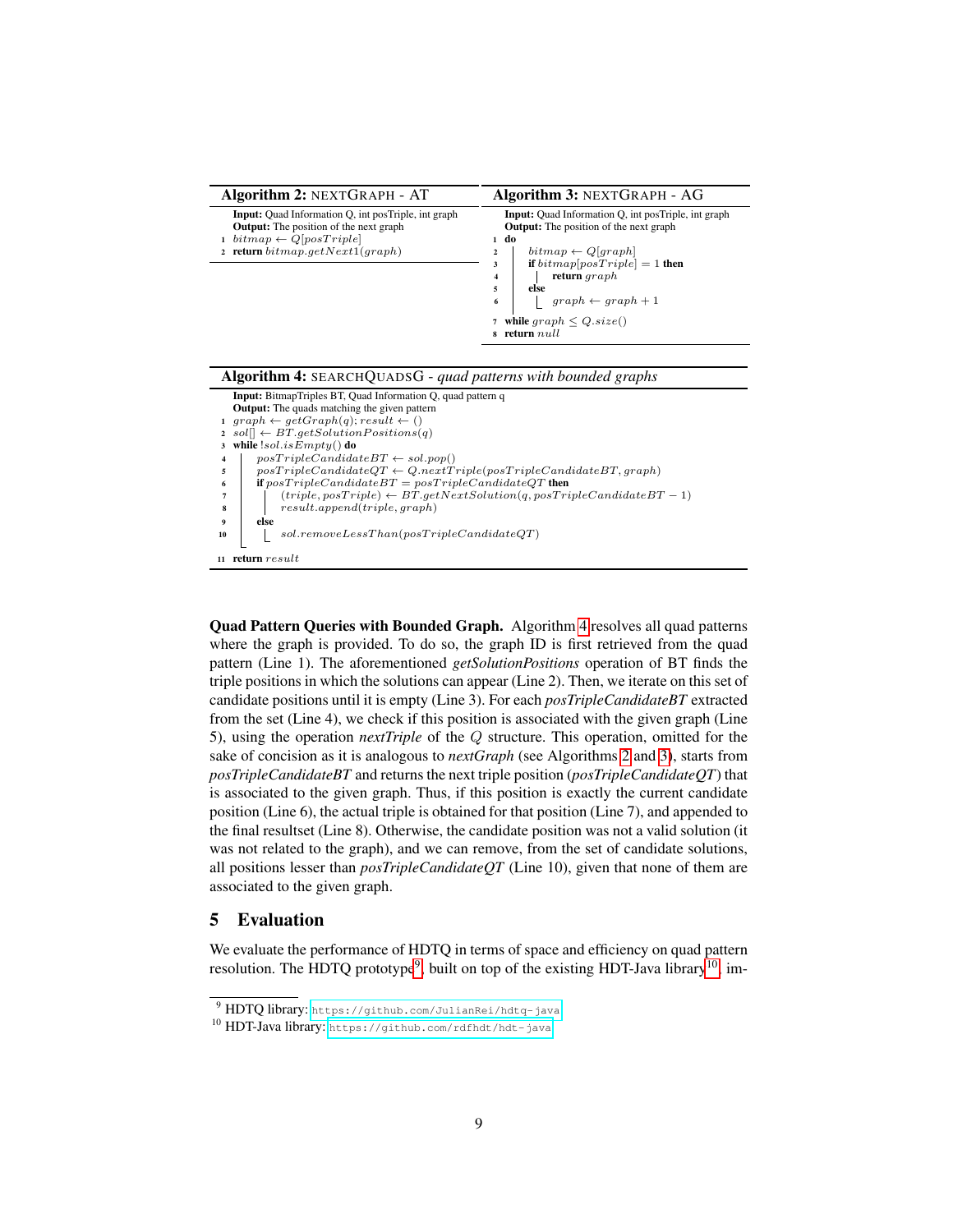**Algorithm 2:** NEXTGRAPH - AT

```
Input: Quad Information Q, int posTriple, int graph
Output: The position of the next graph
1 bitmap ← Q[posTriple]
2 return bitmap.getNext1(graph)
```

**Algorithm 3:** NEXTGRAPH - AG

```
Input: Quad Information Q, int posTriple, int graph
Output: The position of the next graph
1 do
2     bitmap ← Q[graph]
3     if bitmap[posTriple] = 1 then
4         return graph
5     else
6         graph ← graph + 1
7 while graph ≤ Q.size()
8 return null
```

**Algorithm 4:** SEARCHQUADSG - *quad patterns with bounded graphs*

```
Input: BitmapTriples BT, Quad Information Q, quad pattern q
Output: The quads matching the given pattern
1  graph ← getGraph(q); result ← ()
2  sol[] ← BT.getSolutionPositions(q)
3  while !sol.isEmpty() do
4      posTripleCandidateBT ← sol.pop()
5      posTripleCandidateQT ← Q.nextTriple(posTripleCandidateBT, graph)
6      if posTripleCandidateBT = posTripleCandidateQT then
7          (triple, posTriple) ← BT.getNextSolution(q, posTripleCandidateBT − 1)
8          result.append(triple, graph)
9      else
10         sol.removeLessThan(posTripleCandidateQT)
11 return result
```

**Quad Pattern Queries with Bounded Graph.** Algorithm 4 resolves all quad patterns where the graph is provided. To do so, the graph ID is first retrieved from the quad pattern (Line 1). The aforementioned *getSolutionPositions* operation of BT finds the triple positions in which the solutions can appear (Line 2). Then, we iterate on this set of candidate positions until it is empty (Line 3). For each *posTripleCandidateBT* extracted from the set (Line 4), we check if this position is associated with the given graph (Line 5), using the operation *nextTriple* of the $Q$ structure. This operation, omitted for the sake of concision as it is analogous to *nextGraph* (see Algorithms 2 and 3), starts from *posTripleCandidateBT* and returns the next triple position (*posTripleCandidateQT*) that is associated to the given graph. Thus, if this position is exactly the current candidate position (Line 6), the actual triple is obtained for that position (Line 7), and appended to the final resultset (Line 8). Otherwise, the candidate position was not a valid solution (it was not related to the graph), and we can remove, from the set of candidate solutions, all positions lesser than *posTripleCandidateQT* (Line 10), given that none of them are associated to the given graph.

## 5 Evaluation

We evaluate the performance of HDTQ in terms of space and efficiency on quad pattern resolution. The HDTQ prototype[9], built on top of the existing HDT-Java library[10], im-

[9] HDTQ library: https://github.com/JulianRei/hdtq-java

[10] HDT-Java library: https://github.com/rdfhdt/hdt-java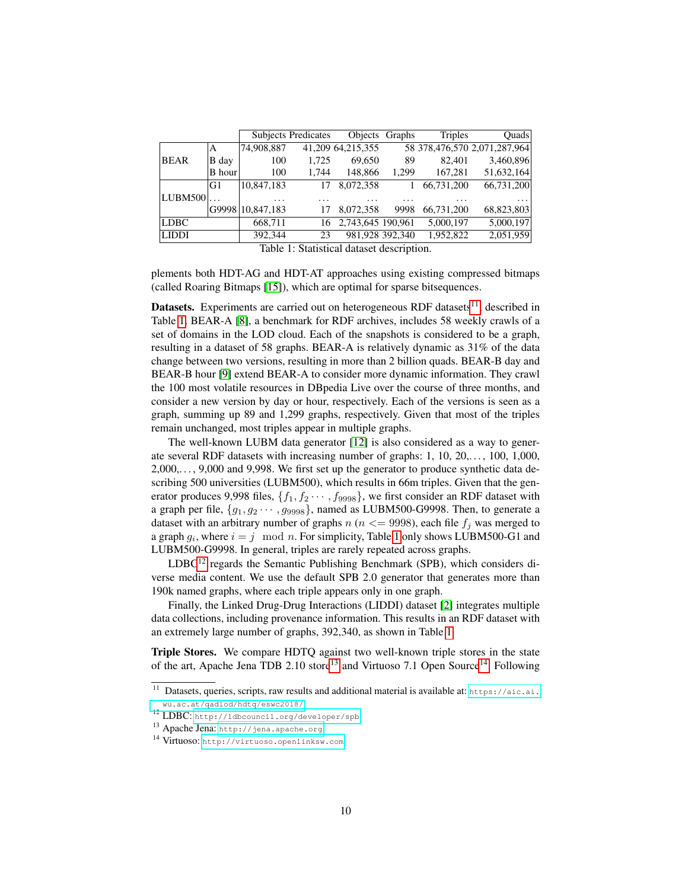| | | Subjects | Predicates | Objects | Graphs | Triples | Quads |
|---|---|---|---|---|---|---|---|
| BEAR | A | 74,908,887 | 41,209 | 64,215,355 | 58 | 378,476,570 | 2,071,287,964 |
| | B day | 100 | 1,725 | 69,650 | 89 | 82,401 | 3,460,896 |
| | B hour | 100 | 1,744 | 148,866 | 1,299 | 167,281 | 51,632,164 |
| LUBM500 | G1 | 10,847,183 | 17 | 8,072,358 | 1 | 66,731,200 | 66,731,200 |
| | ... | ... | ... | ... | ... | ... | ... |
| | G9998 | 10,847,183 | 17 | 8,072,358 | 9998 | 66,731,200 | 68,823,803 |
| LDBC | | 668,711 | 16 | 2,743,645 | 190,961 | 5,000,197 | 5,000,197 |
| LIDDI | | 392,344 | 23 | 981,928 | 392,340 | 1,952,822 | 2,051,959 |

Table 1: Statistical dataset description.

plements both HDT-AG and HDT-AT approaches using existing compressed bitmaps (called Roaring Bitmaps [15]), which are optimal for sparse bitsequences.

**Datasets.** Experiments are carried out on heterogeneous RDF datasets[11] described in Table 1. BEAR-A [8], a benchmark for RDF archives, includes 58 weekly crawls of a set of domains in the LOD cloud. Each of the snapshots is considered to be a graph, resulting in a dataset of 58 graphs. BEAR-A is relatively dynamic as 31% of the data change between two versions, resulting in more than 2 billion quads. BEAR-B day and BEAR-B hour [9] extend BEAR-A to consider more dynamic information. They crawl the 100 most volatile resources in DBpedia Live over the course of three months, and consider a new version by day or hour, respectively. Each of the versions is seen as a graph, summing up 89 and 1,299 graphs, respectively. Given that most of the triples remain unchanged, most triples appear in multiple graphs.

The well-known LUBM data generator [12] is also considered as a way to generate several RDF datasets with increasing number of graphs: 1, 10, 20,..., 100, 1,000, 2,000,..., 9,000 and 9,998. We first set up the generator to produce synthetic data describing 500 universities (LUBM500), which results in 66m triples. Given that the generator produces 9,998 files, $\{f_1, f_2 \cdots, f_{9998}\}$, we first consider an RDF dataset with a graph per file, $\{g_1, g_2 \cdots, g_{9998}\}$, named as LUBM500-G9998. Then, to generate a dataset with an arbitrary number of graphs $n$ ($n <= 9998$), each file $f_j$ was merged to a graph $g_i$, where $i = j \mod n$. For simplicity, Table 1 only shows LUBM500-G1 and LUBM500-G9998. In general, triples are rarely repeated across graphs.

LDBC[12] regards the Semantic Publishing Benchmark (SPB), which considers diverse media content. We use the default SPB 2.0 generator that generates more than 190k named graphs, where each triple appears only in one graph.

Finally, the Linked Drug-Drug Interactions (LIDDI) dataset [2] integrates multiple data collections, including provenance information. This results in an RDF dataset with an extremely large number of graphs, 392,340, as shown in Table 1.

**Triple Stores.** We compare HDTQ against two well-known triple stores in the state of the art, Apache Jena TDB 2.10 store[13] and Virtuoso 7.1 Open Source[14]. Following

[11] Datasets, queries, scripts, raw results and additional material is available at: https://aic.ai.wu.ac.at/qadlod/hdtq/eswc2018/

[12] LDBC: http://ldbcouncil.org/developer/spb

[13] Apache Jena: http://jena.apache.org

[14] Virtuoso: http://virtuoso.openlinksw.com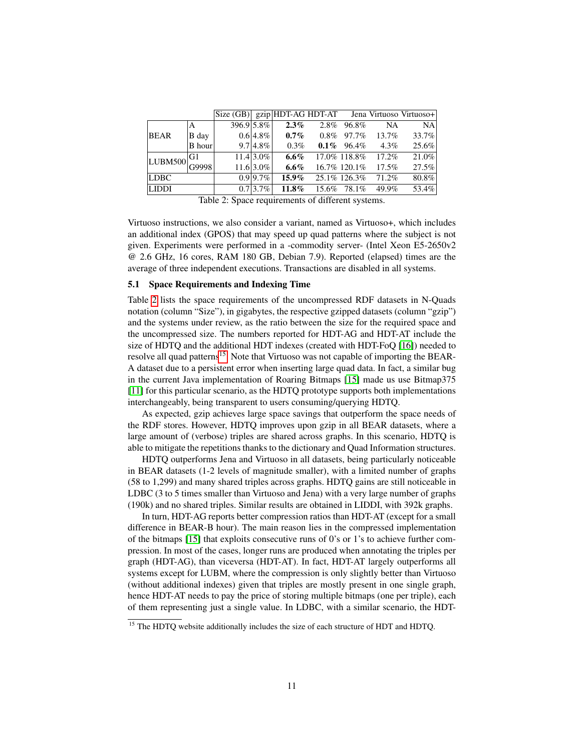| | | Size (GB) | gzip | HDT-AG | HDT-AT | Jena | Virtuoso | Virtuoso+ |
|---|---|---|---|---|---|---|---|---|
| BEAR | A | 396.9 | 5.8% | **2.3%** | 2.8% | 96.8% | NA | NA |
| | B day | 0.6 | 4.8% | **0.7%** | 0.8% | 97.7% | 13.7% | 33.7% |
| | B hour | 9.7 | 4.8% | 0.3% | **0.1%** | 96.4% | 4.3% | 25.6% |
| LUBM500 | G1 | 11.4 | 3.0% | **6.6%** | 17.0% | 118.8% | 17.2% | 21.0% |
| | G9998 | 11.6 | 3.0% | **6.6%** | 16.7% | 120.1% | 17.5% | 27.5% |
| LDBC | | 0.9 | 9.7% | **15.9%** | 25.1% | 126.3% | 71.2% | 80.8% |
| LIDDI | | 0.7 | 3.7% | **11.8%** | 15.6% | 78.1% | 49.9% | 53.4% |

Table 2: Space requirements of different systems.

Virtuoso instructions, we also consider a variant, named as Virtuoso+, which includes an additional index (GPOS) that may speed up quad patterns where the subject is not given. Experiments were performed in a -commodity server- (Intel Xeon E5-2650v2 @ 2.6 GHz, 16 cores, RAM 180 GB, Debian 7.9). Reported (elapsed) times are the average of three independent executions. Transactions are disabled in all systems.

### 5.1 Space Requirements and Indexing Time

Table 2 lists the space requirements of the uncompressed RDF datasets in N-Quads notation (column "Size"), in gigabytes, the respective gzipped datasets (column "gzip") and the systems under review, as the ratio between the size for the required space and the uncompressed size. The numbers reported for HDT-AG and HDT-AT include the size of HDTQ and the additional HDT indexes (created with HDT-FoQ [16]) needed to resolve all quad patterns[15]. Note that Virtuoso was not capable of importing the BEAR-A dataset due to a persistent error when inserting large quad data. In fact, a similar bug in the current Java implementation of Roaring Bitmaps [15] made us use Bitmap375 [11] for this particular scenario, as the HDTQ prototype supports both implementations interchangeably, being transparent to users consuming/querying HDTQ.

As expected, gzip achieves large space savings that outperform the space needs of the RDF stores. However, HDTQ improves upon gzip in all BEAR datasets, where a large amount of (verbose) triples are shared across graphs. In this scenario, HDTQ is able to mitigate the repetitions thanks to the dictionary and Quad Information structures.

HDTQ outperforms Jena and Virtuoso in all datasets, being particularly noticeable in BEAR datasets (1-2 levels of magnitude smaller), with a limited number of graphs (58 to 1,299) and many shared triples across graphs. HDTQ gains are still noticeable in LDBC (3 to 5 times smaller than Virtuoso and Jena) with a very large number of graphs (190k) and no shared triples. Similar results are obtained in LIDDI, with 392k graphs.

In turn, HDT-AG reports better compression ratios than HDT-AT (except for a small difference in BEAR-B hour). The main reason lies in the compressed implementation of the bitmaps [15] that exploits consecutive runs of 0's or 1's to achieve further compression. In most of the cases, longer runs are produced when annotating the triples per graph (HDT-AG), than viceversa (HDT-AT). In fact, HDT-AT largely outperforms all systems except for LUBM, where the compression is only slightly better than Virtuoso (without additional indexes) given that triples are mostly present in one single graph, hence HDT-AT needs to pay the price of storing multiple bitmaps (one per triple), each of them representing just a single value. In LDBC, with a similar scenario, the HDT-

[15] The HDTQ website additionally includes the size of each structure of HDT and HDTQ.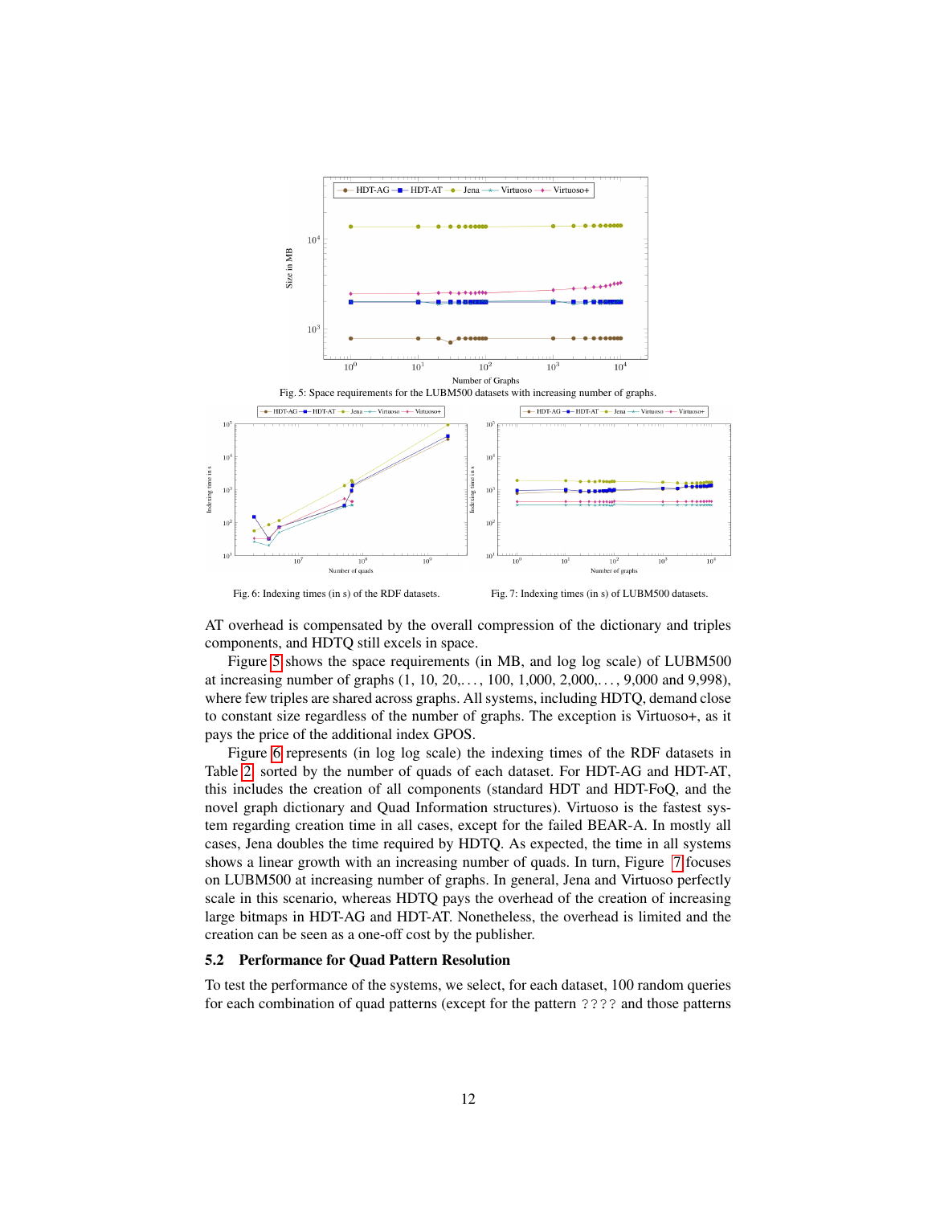Fig. 5: Space requirements for the LUBM500 datasets with increasing number of graphs.

Fig. 6: Indexing times (in s) of the RDF datasets.

Fig. 7: Indexing times (in s) of LUBM500 datasets.

AT overhead is compensated by the overall compression of the dictionary and triples components, and HDTQ still excels in space.

Figure 5 shows the space requirements (in MB, and log log scale) of LUBM500 at increasing number of graphs (1, 10, 20,. . . , 100, 1,000, 2,000,. . . , 9,000 and 9,998), where few triples are shared across graphs. All systems, including HDTQ, demand close to constant size regardless of the number of graphs. The exception is Virtuoso+, as it pays the price of the additional index GPOS.

Figure 6 represents (in log log scale) the indexing times of the RDF datasets in Table 2, sorted by the number of quads of each dataset. For HDT-AG and HDT-AT, this includes the creation of all components (standard HDT and HDT-FoQ, and the novel graph dictionary and Quad Information structures). Virtuoso is the fastest system regarding creation time in all cases, except for the failed BEAR-A. In mostly all cases, Jena doubles the time required by HDTQ. As expected, the time in all systems shows a linear growth with an increasing number of quads. In turn, Figure 7 focuses on LUBM500 at increasing number of graphs. In general, Jena and Virtuoso perfectly scale in this scenario, whereas HDTQ pays the overhead of the creation of increasing large bitmaps in HDT-AG and HDT-AT. Nonetheless, the overhead is limited and the creation can be seen as a one-off cost by the publisher.

### 5.2 Performance for Quad Pattern Resolution

To test the performance of the systems, we select, for each dataset, 100 random queries for each combination of quad patterns (except for the pattern ???? and those patterns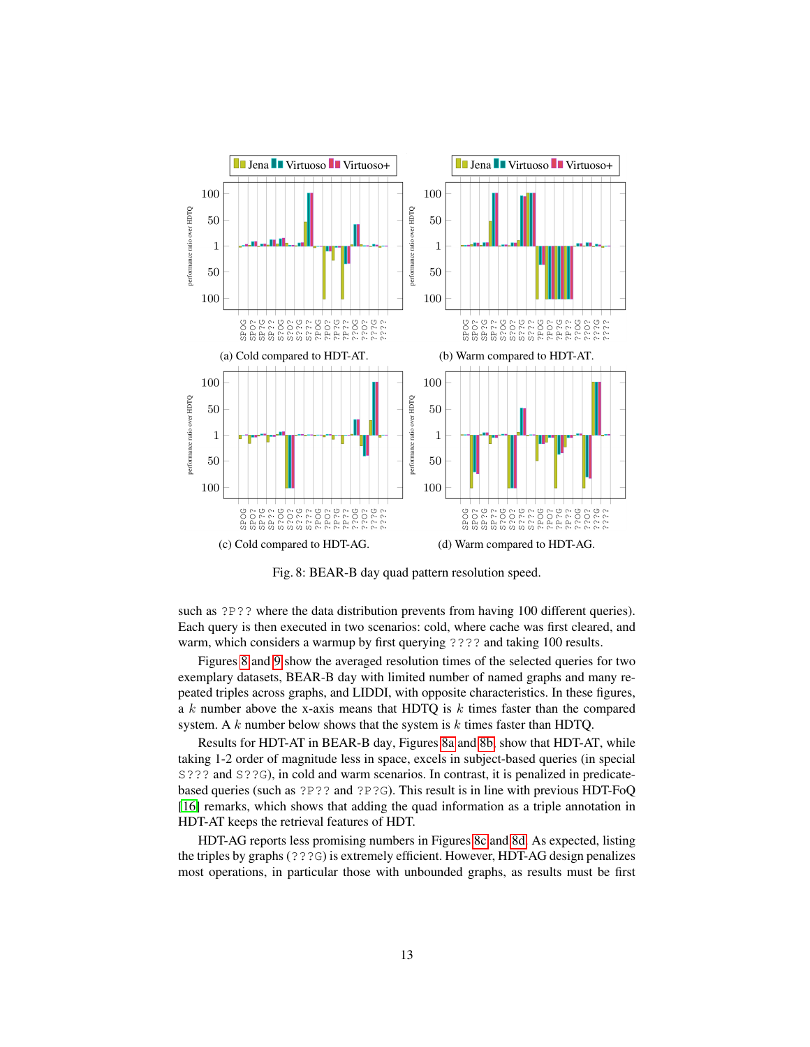(a) Cold compared to HDT-AT.

(b) Warm compared to HDT-AT.

(c) Cold compared to HDT-AG.

(d) Warm compared to HDT-AG.

Fig. 8: BEAR-B day quad pattern resolution speed.

such as ?P?? where the data distribution prevents from having 100 different queries). Each query is then executed in two scenarios: cold, where cache was first cleared, and warm, which considers a warmup by first querying ???? and taking 100 results.

Figures 8 and 9 show the averaged resolution times of the selected queries for two exemplary datasets, BEAR-B day with limited number of named graphs and many repeated triples across graphs, and LIDDI, with opposite characteristics. In these figures, a $k$ number above the x-axis means that HDTQ is $k$ times faster than the compared system. A $k$ number below shows that the system is $k$ times faster than HDTQ.

Results for HDT-AT in BEAR-B day, Figures 8a and 8b, show that HDT-AT, while taking 1-2 order of magnitude less in space, excels in subject-based queries (in special S??? and S??G), in cold and warm scenarios. In contrast, it is penalized in predicate-based queries (such as ?P?? and ?P?G). This result is in line with previous HDT-FoQ [16] remarks, which shows that adding the quad information as a triple annotation in HDT-AT keeps the retrieval features of HDT.

HDT-AG reports less promising numbers in Figures 8c and 8d. As expected, listing the triples by graphs (???G) is extremely efficient. However, HDT-AG design penalizes most operations, in particular those with unbounded graphs, as results must be first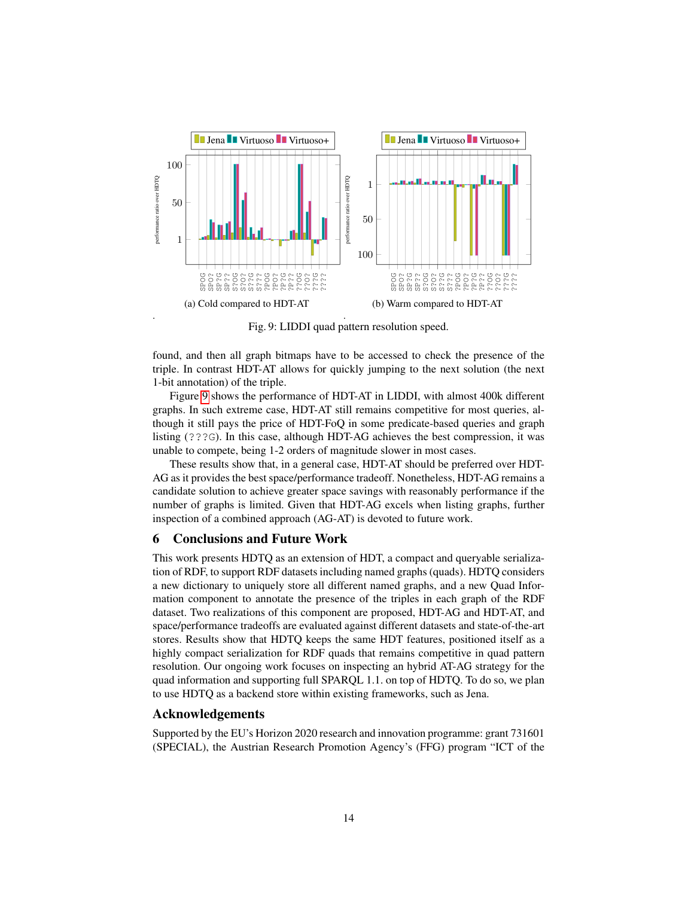Jena Virtuoso Virtuoso+

100

50

1

performance ratio over HDTQ

SPOG SPO? SP?G SP?? S?OG S?O? S??G S??? ?POG ?PO? ?P?G ?P?? ??OG ??O? ???G ????

(a) Cold compared to HDT-AT

Jena Virtuoso Virtuoso+

1

50

100

performance ratio over HDTQ

SPOG SPO? SP?G SP?? S?OG S?O? S??G S??? ?POG ?PO? ?P?G ?P?? ??OG ??O? ???G ????

(b) Warm compared to HDT-AT

Fig. 9: LIDDI quad pattern resolution speed.

found, and then all graph bitmaps have to be accessed to check the presence of the triple. In contrast HDT-AT allows for quickly jumping to the next solution (the next 1-bit annotation) of the triple.

Figure 9 shows the performance of HDT-AT in LIDDI, with almost 400k different graphs. In such extreme case, HDT-AT still remains competitive for most queries, although it still pays the price of HDT-FoQ in some predicate-based queries and graph listing (`???G`). In this case, although HDT-AG achieves the best compression, it was unable to compete, being 1-2 orders of magnitude slower in most cases.

These results show that, in a general case, HDT-AT should be preferred over HDT-AG as it provides the best space/performance tradeoff. Nonetheless, HDT-AG remains a candidate solution to achieve greater space savings with reasonably performance if the number of graphs is limited. Given that HDT-AG excels when listing graphs, further inspection of a combined approach (AG-AT) is devoted to future work.

## 6 Conclusions and Future Work

This work presents HDTQ as an extension of HDT, a compact and queryable serialization of RDF, to support RDF datasets including named graphs (quads). HDTQ considers a new dictionary to uniquely store all different named graphs, and a new Quad Information component to annotate the presence of the triples in each graph of the RDF dataset. Two realizations of this component are proposed, HDT-AG and HDT-AT, and space/performance tradeoffs are evaluated against different datasets and state-of-the-art stores. Results show that HDTQ keeps the same HDT features, positioned itself as a highly compact serialization for RDF quads that remains competitive in quad pattern resolution. Our ongoing work focuses on inspecting an hybrid AT-AG strategy for the quad information and supporting full SPARQL 1.1. on top of HDTQ. To do so, we plan to use HDTQ as a backend store within existing frameworks, such as Jena.

## Acknowledgements

Supported by the EU's Horizon 2020 research and innovation programme: grant 731601 (SPECIAL), the Austrian Research Promotion Agency's (FFG) program "ICT of the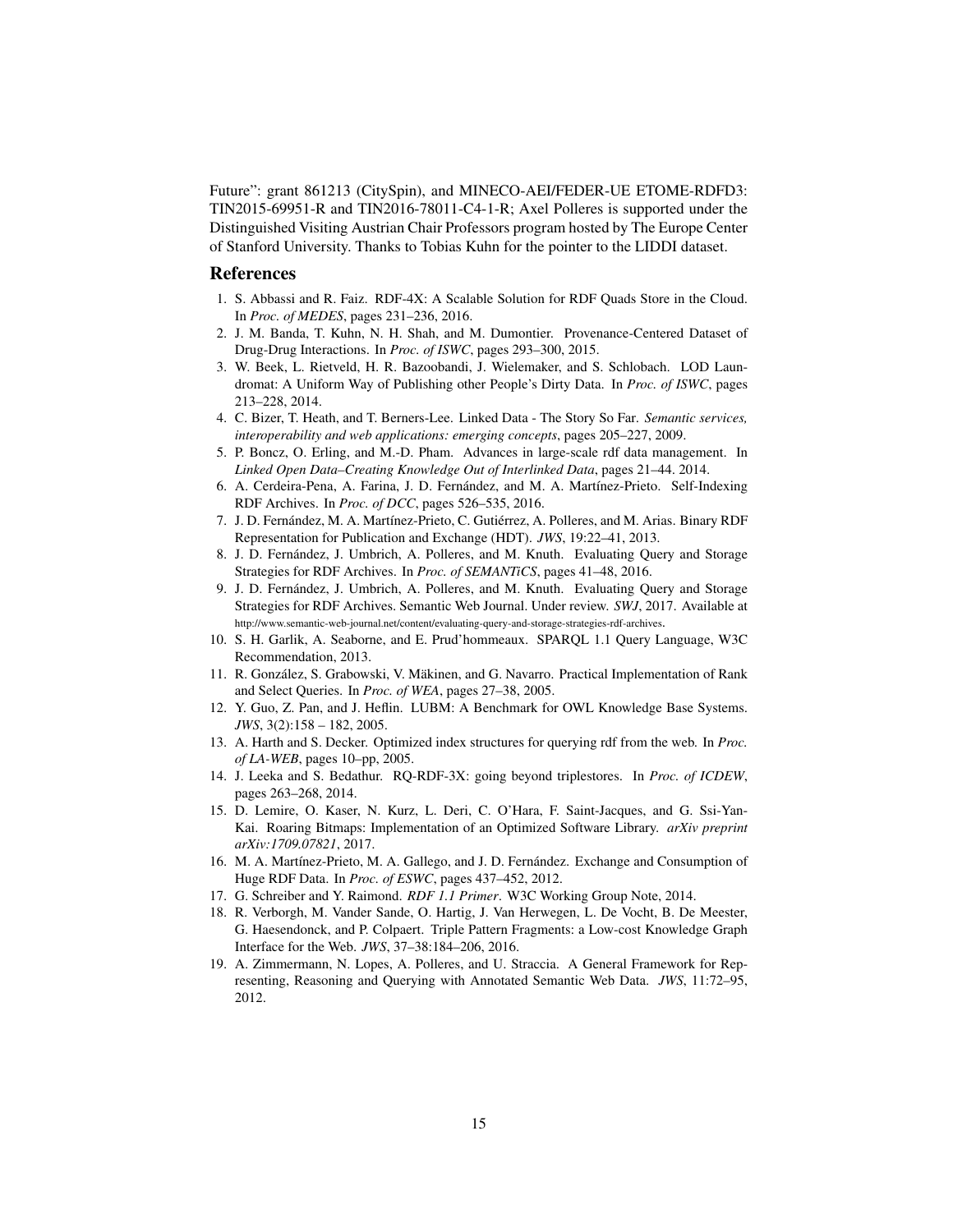Future": grant 861213 (CitySpin), and MINECO-AEI/FEDER-UE ETOME-RDFD3: TIN2015-69951-R and TIN2016-78011-C4-1-R; Axel Polleres is supported under the Distinguished Visiting Austrian Chair Professors program hosted by The Europe Center of Stanford University. Thanks to Tobias Kuhn for the pointer to the LIDDI dataset.

## References

1. S. Abbassi and R. Faiz. RDF-4X: A Scalable Solution for RDF Quads Store in the Cloud. In *Proc. of MEDES*, pages 231–236, 2016.
2. J. M. Banda, T. Kuhn, N. H. Shah, and M. Dumontier. Provenance-Centered Dataset of Drug-Drug Interactions. In *Proc. of ISWC*, pages 293–300, 2015.
3. W. Beek, L. Rietveld, H. R. Bazoobandi, J. Wielemaker, and S. Schlobach. LOD Laundromat: A Uniform Way of Publishing other People's Dirty Data. In *Proc. of ISWC*, pages 213–228, 2014.
4. C. Bizer, T. Heath, and T. Berners-Lee. Linked Data - The Story So Far. *Semantic services, interoperability and web applications: emerging concepts*, pages 205–227, 2009.
5. P. Boncz, O. Erling, and M.-D. Pham. Advances in large-scale rdf data management. In *Linked Open Data–Creating Knowledge Out of Interlinked Data*, pages 21–44. 2014.
6. A. Cerdeira-Pena, A. Farina, J. D. Fernández, and M. A. Martínez-Prieto. Self-Indexing RDF Archives. In *Proc. of DCC*, pages 526–535, 2016.
7. J. D. Fernández, M. A. Martínez-Prieto, C. Gutiérrez, A. Polleres, and M. Arias. Binary RDF Representation for Publication and Exchange (HDT). *JWS*, 19:22–41, 2013.
8. J. D. Fernández, J. Umbrich, A. Polleres, and M. Knuth. Evaluating Query and Storage Strategies for RDF Archives. In *Proc. of SEMANTiCS*, pages 41–48, 2016.
9. J. D. Fernández, J. Umbrich, A. Polleres, and M. Knuth. Evaluating Query and Storage Strategies for RDF Archives. Semantic Web Journal. Under review. *SWJ*, 2017. Available at http://www.semantic-web-journal.net/content/evaluating-query-and-storage-strategies-rdf-archives.
10. S. H. Garlik, A. Seaborne, and E. Prud'hommeaux. SPARQL 1.1 Query Language, W3C Recommendation, 2013.
11. R. González, S. Grabowski, V. Mäkinen, and G. Navarro. Practical Implementation of Rank and Select Queries. In *Proc. of WEA*, pages 27–38, 2005.
12. Y. Guo, Z. Pan, and J. Heflin. LUBM: A Benchmark for OWL Knowledge Base Systems. *JWS*, 3(2):158 – 182, 2005.
13. A. Harth and S. Decker. Optimized index structures for querying rdf from the web. In *Proc. of LA-WEB*, pages 10–pp, 2005.
14. J. Leeka and S. Bedathur. RQ-RDF-3X: going beyond triplestores. In *Proc. of ICDEW*, pages 263–268, 2014.
15. D. Lemire, O. Kaser, N. Kurz, L. Deri, C. O'Hara, F. Saint-Jacques, and G. Ssi-Yan-Kai. Roaring Bitmaps: Implementation of an Optimized Software Library. *arXiv preprint arXiv:1709.07821*, 2017.
16. M. A. Martínez-Prieto, M. A. Gallego, and J. D. Fernández. Exchange and Consumption of Huge RDF Data. In *Proc. of ESWC*, pages 437–452, 2012.
17. G. Schreiber and Y. Raimond. *RDF 1.1 Primer*. W3C Working Group Note, 2014.
18. R. Verborgh, M. Vander Sande, O. Hartig, J. Van Herwegen, L. De Vocht, B. De Meester, G. Haesendonck, and P. Colpaert. Triple Pattern Fragments: a Low-cost Knowledge Graph Interface for the Web. *JWS*, 37–38:184–206, 2016.
19. A. Zimmermann, N. Lopes, A. Polleres, and U. Straccia. A General Framework for Representing, Reasoning and Querying with Annotated Semantic Web Data. *JWS*, 11:72–95, 2012.